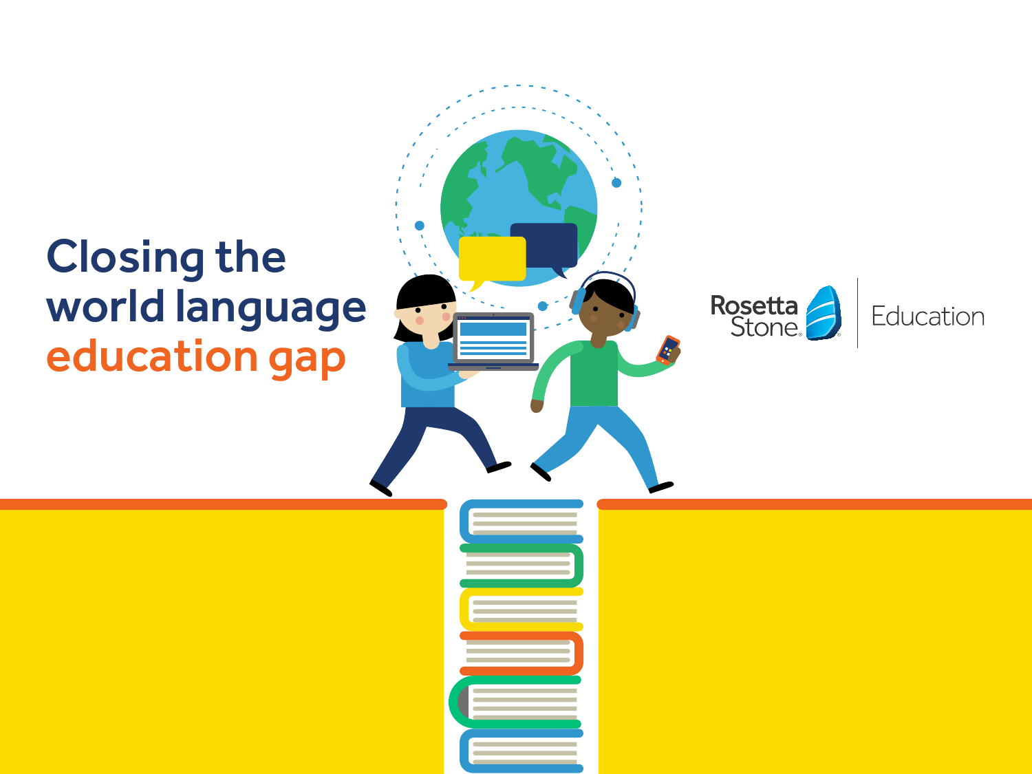# Closing the world language education gap

Rosetta Stone | Education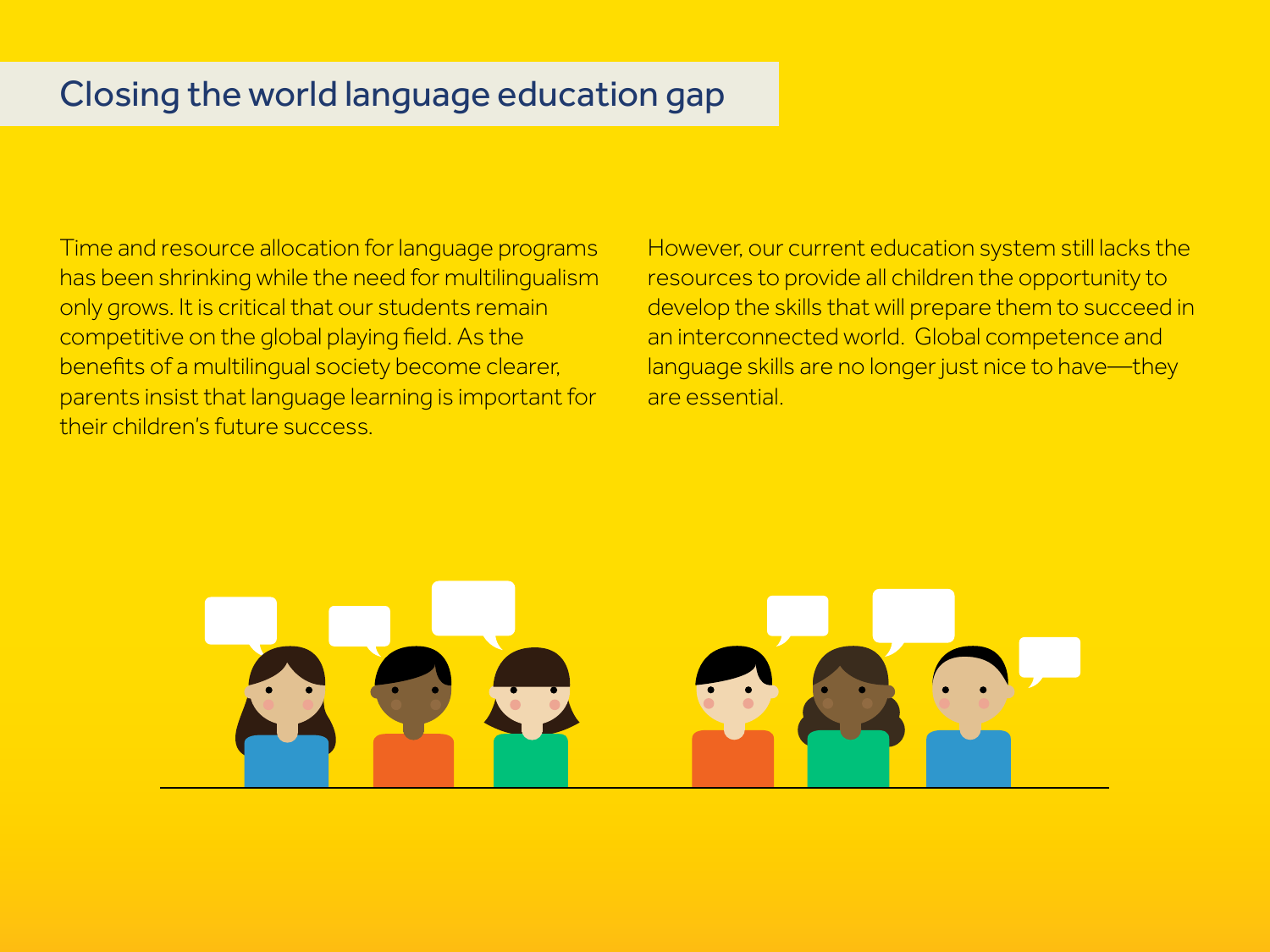# Closing the world language education gap

Time and resource allocation for language programs has been shrinking while the need for multilingualism only grows. It is critical that our students remain competitive on the global playing field. As the benefits of a multilingual society become clearer, parents insist that language learning is important for their children's future success.

However, our current education system still lacks the resources to provide all children the opportunity to develop the skills that will prepare them to succeed in an interconnected world. Global competence and language skills are no longer just nice to have—they are essential.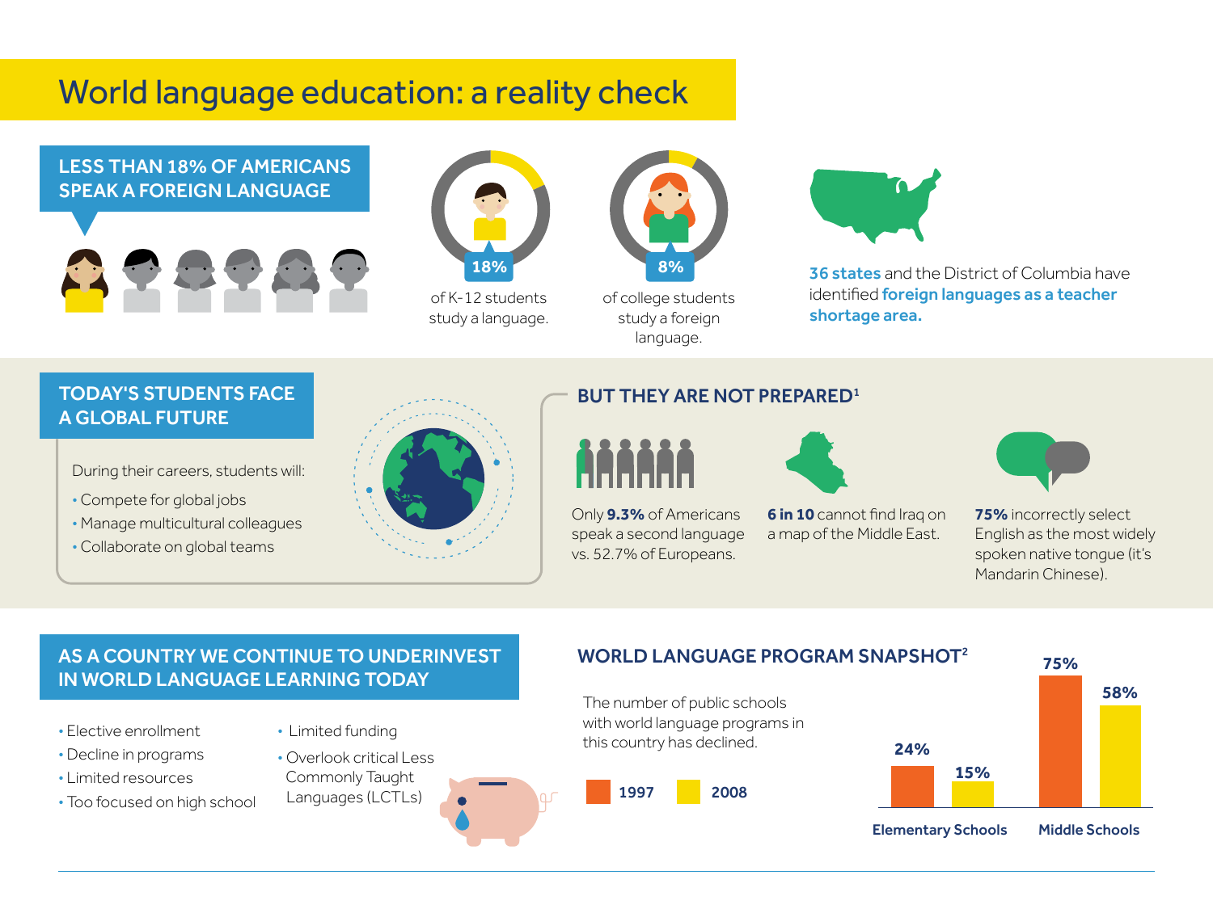# World language education: a reality check

## LESS THAN 18% OF AMERICANS SPEAK A FOREIGN LANGUAGE

**18%** of K-12 students study a language.

**8%** of college students study a foreign language.

**36 states** and the District of Columbia have identified **foreign languages as a teacher shortage area.**

## TODAY'S STUDENTS FACE A GLOBAL FUTURE

During their careers, students will:

- Compete for global jobs
- Manage multicultural colleagues
- Collaborate on global teams

## BUT THEY ARE NOT PREPARED[1]

Only **9.3%** of Americans speak a second language vs. 52.7% of Europeans.

**6 in 10** cannot find Iraq on a map of the Middle East.

**75%** incorrectly select English as the most widely spoken native tongue (it's Mandarin Chinese).

## AS A COUNTRY WE CONTINUE TO UNDERINVEST IN WORLD LANGUAGE LEARNING TODAY

- Elective enrollment
- Decline in programs
- Limited resources
- Too focused on high school
- Limited funding
- Overlook critical Less Commonly Taught Languages (LCTLs)

## WORLD LANGUAGE PROGRAM SNAPSHOT[2]

The number of public schools with world language programs in this country has declined.

| | 1997 | 2008 |
|---|---|---|
| Elementary Schools | 24% | 15% |
| Middle Schools | 75% | 58% |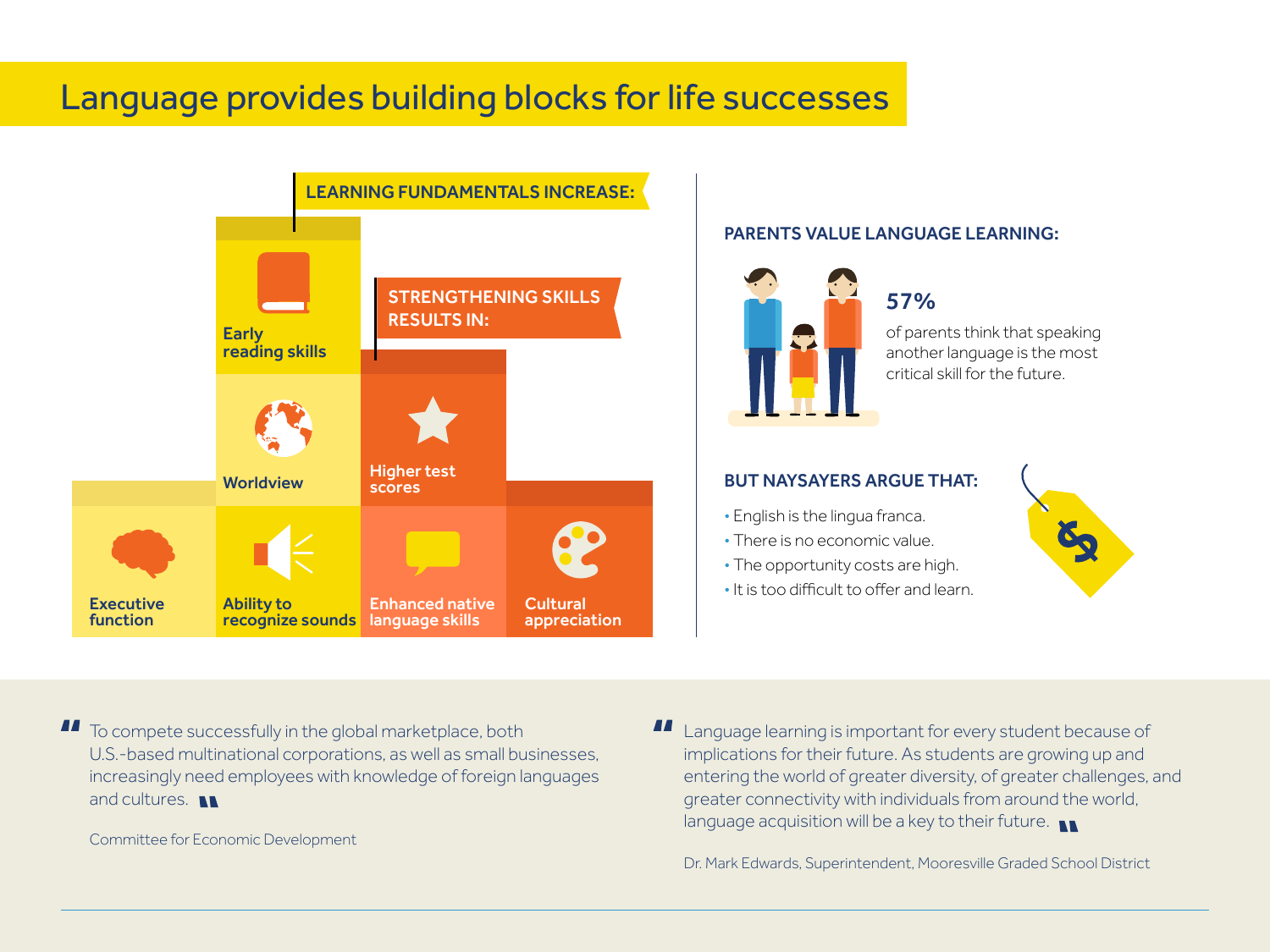# Language provides building blocks for life successes

**LEARNING FUNDAMENTALS INCREASE:**

- Early reading skills
- Worldview
- Executive function
- Ability to recognize sounds

**STRENGTHENING SKILLS RESULTS IN:**

- Higher test scores
- Enhanced native language skills
- Cultural appreciation

**PARENTS VALUE LANGUAGE LEARNING:**

**57%**

of parents think that speaking another language is the most critical skill for the future.

**BUT NAYSAYERS ARGUE THAT:**

- English is the lingua franca.
- There is no economic value.
- The opportunity costs are high.
- It is too difficult to offer and learn.

> "To compete successfully in the global marketplace, both U.S.-based multinational corporations, as well as small businesses, increasingly need employees with knowledge of foreign languages and cultures."
>
> Committee for Economic Development

> "Language learning is important for every student because of implications for their future. As students are growing up and entering the world of greater diversity, of greater challenges, and greater connectivity with individuals from around the world, language acquisition will be a key to their future."
>
> Dr. Mark Edwards, Superintendent, Mooresville Graded School District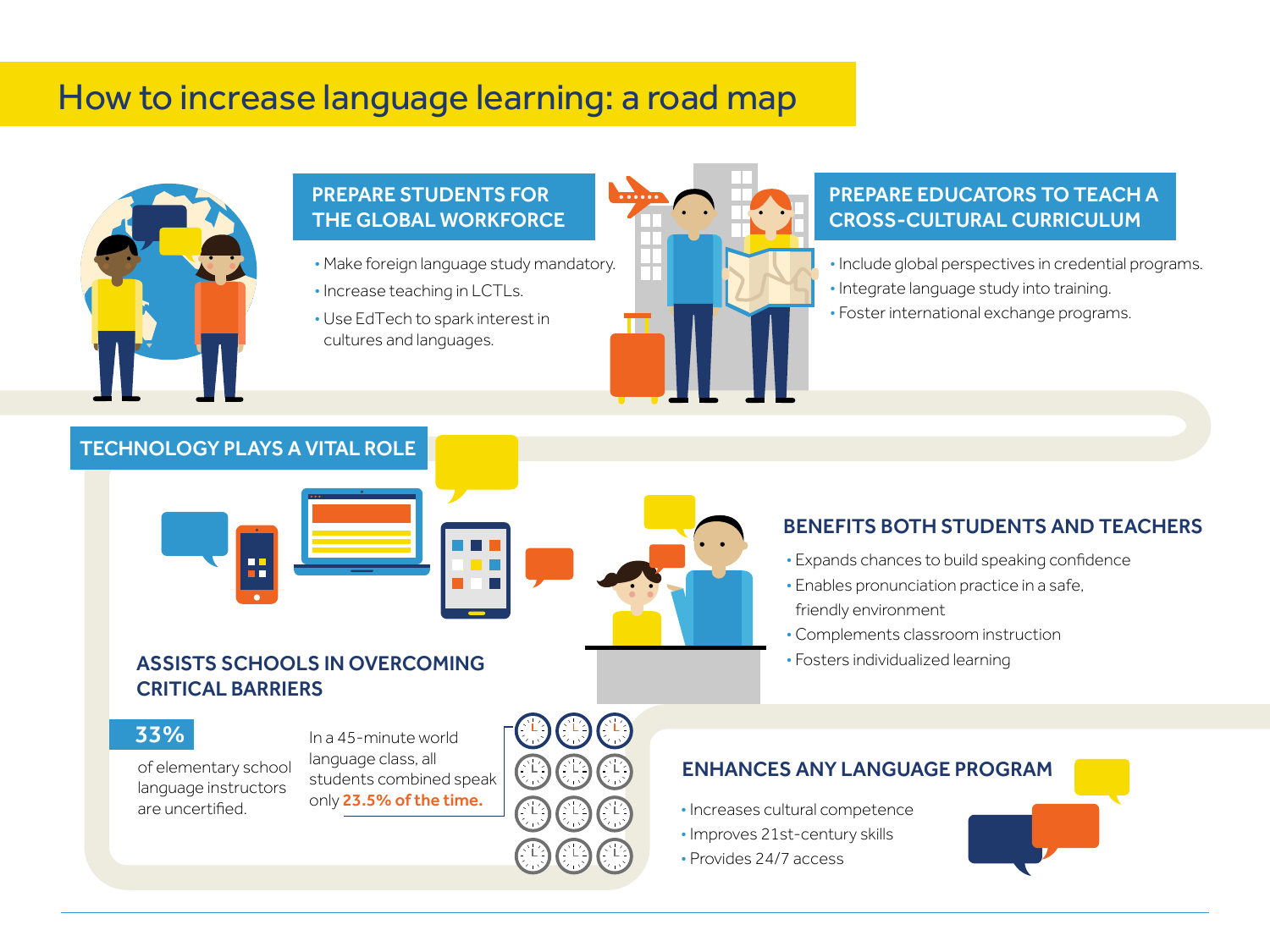# How to increase language learning: a road map

## PREPARE STUDENTS FOR THE GLOBAL WORKFORCE

- Make foreign language study mandatory.
- Increase teaching in LCTLs.
- Use EdTech to spark interest in cultures and languages.

## PREPARE EDUCATORS TO TEACH A CROSS-CULTURAL CURRICULUM

- Include global perspectives in credential programs.
- Integrate language study into training.
- Foster international exchange programs.

## TECHNOLOGY PLAYS A VITAL ROLE

### BENEFITS BOTH STUDENTS AND TEACHERS

- Expands chances to build speaking confidence
- Enables pronunciation practice in a safe, friendly environment
- Complements classroom instruction
- Fosters individualized learning

### ASSISTS SCHOOLS IN OVERCOMING CRITICAL BARRIERS

**33%**

of elementary school language instructors are uncertified.

In a 45-minute world language class, all students combined speak only **23.5% of the time.**

### ENHANCES ANY LANGUAGE PROGRAM

- Increases cultural competence
- Improves 21st-century skills
- Provides 24/7 access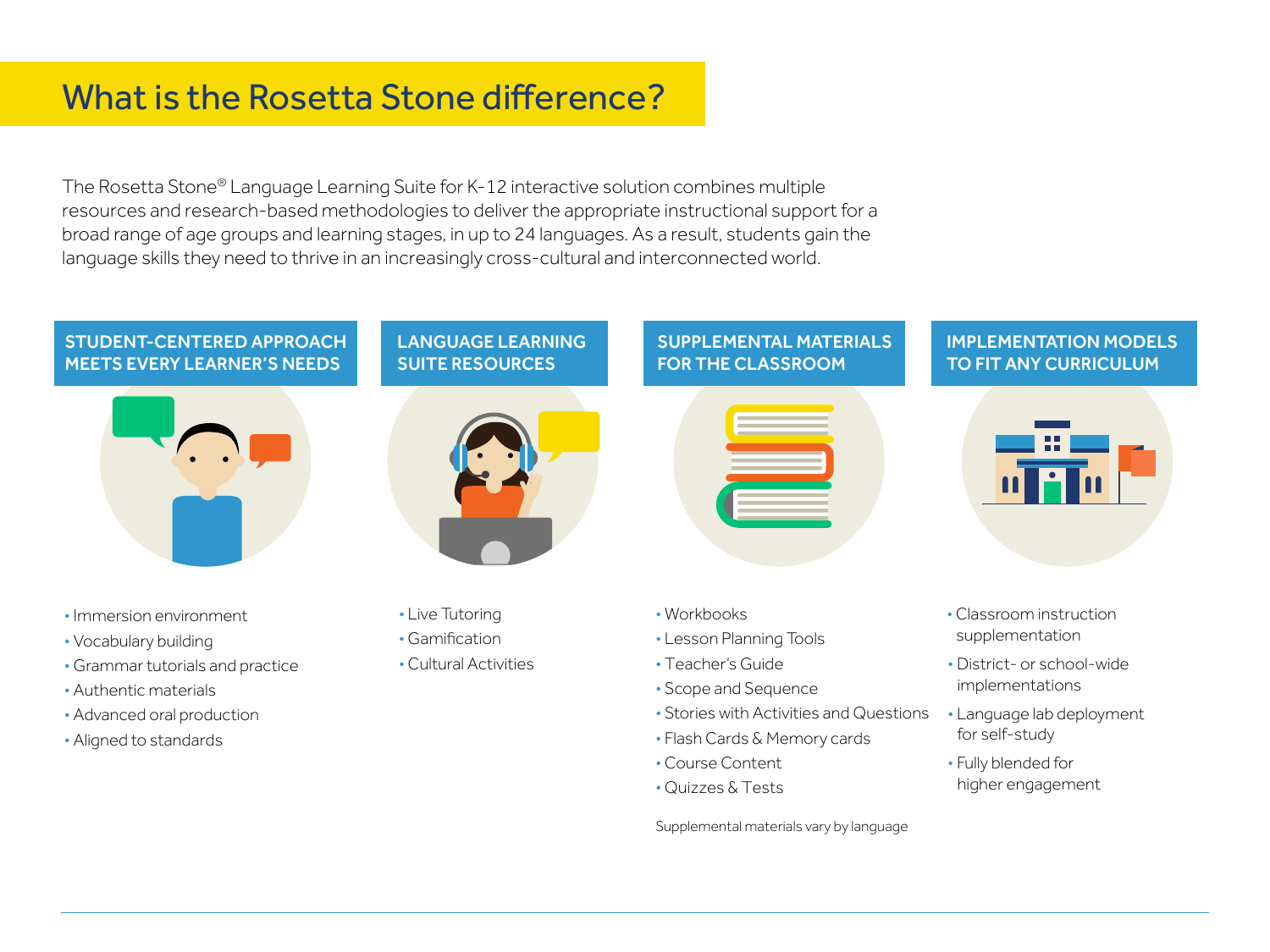# What is the Rosetta Stone difference?

The Rosetta Stone® Language Learning Suite for K-12 interactive solution combines multiple resources and research-based methodologies to deliver the appropriate instructional support for a broad range of age groups and learning stages, in up to 24 languages. As a result, students gain the language skills they need to thrive in an increasingly cross-cultural and interconnected world.

## STUDENT-CENTERED APPROACH MEETS EVERY LEARNER'S NEEDS

- Immersion environment
- Vocabulary building
- Grammar tutorials and practice
- Authentic materials
- Advanced oral production
- Aligned to standards

## LANGUAGE LEARNING SUITE RESOURCES

- Live Tutoring
- Gamification
- Cultural Activities

## SUPPLEMENTAL MATERIALS FOR THE CLASSROOM

- Workbooks
- Lesson Planning Tools
- Teacher's Guide
- Scope and Sequence
- Stories with Activities and Questions
- Flash Cards & Memory cards
- Course Content
- Quizzes & Tests

Supplemental materials vary by language

## IMPLEMENTATION MODELS TO FIT ANY CURRICULUM

- Classroom instruction supplementation
- District- or school-wide implementations
- Language lab deployment for self-study
- Fully blended for higher engagement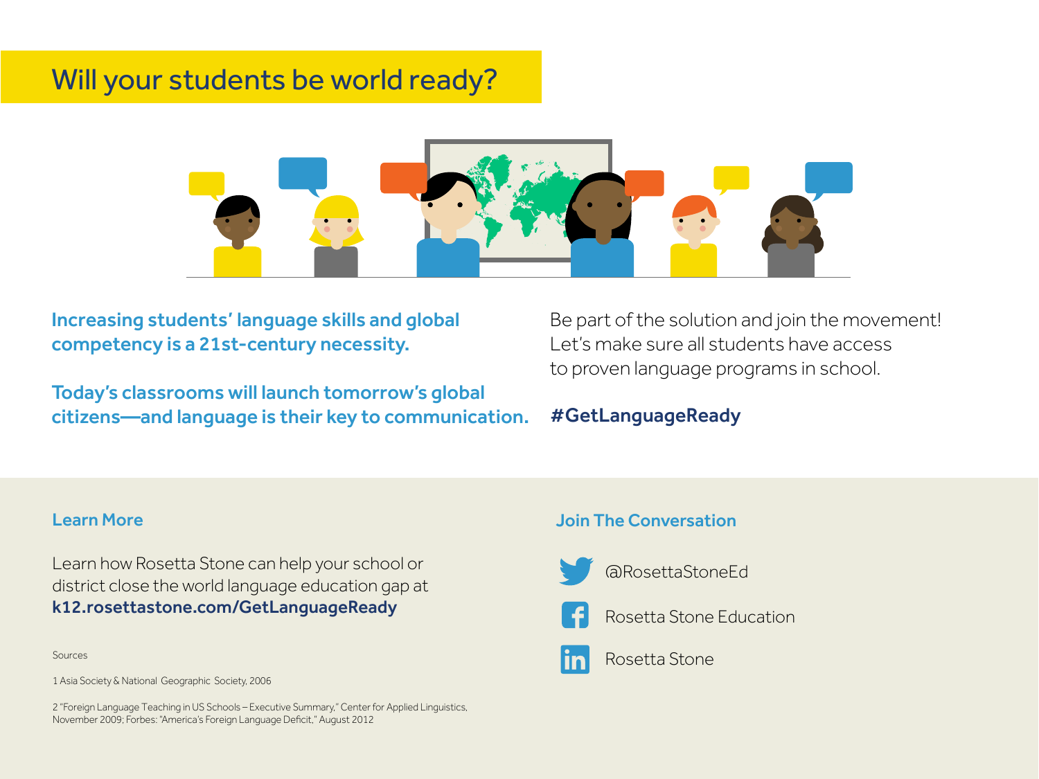# Will your students be world ready?

**Increasing students' language skills and global competency is a 21st-century necessity.**

**Today's classrooms will launch tomorrow's global citizens—and language is their key to communication.**

Be part of the solution and join the movement! Let's make sure all students have access to proven language programs in school.

**#GetLanguageReady**

## Learn More

Learn how Rosetta Stone can help your school or district close the world language education gap at **k12.rosettastone.com/GetLanguageReady**

Sources

1 Asia Society & National Geographic Society, 2006

2 "Foreign Language Teaching in US Schools – Executive Summary," Center for Applied Linguistics, November 2009; Forbes: "America's Foreign Language Deficit," August 2012

## Join The Conversation

@RosettaStoneEd

Rosetta Stone Education

Rosetta Stone